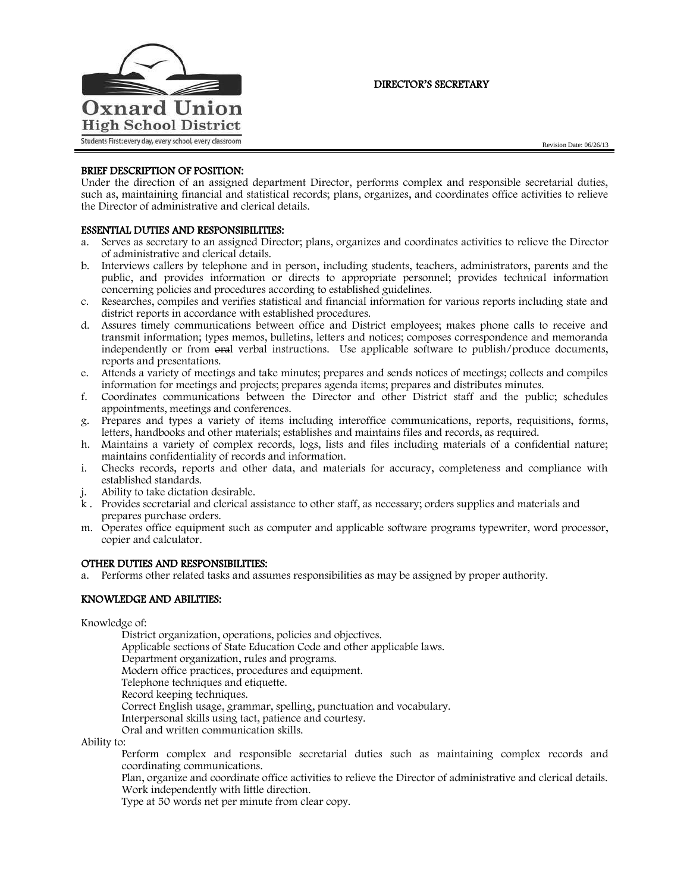Oxnard Union High School District

Students First: every day, every school, every classroom

# DIRECTOR'S SECRETARY

Revision Date: 06/26/13

## BRIEF DESCRIPTION OF POSITION:

Under the direction of an assigned department Director, performs complex and responsible secretarial duties, such as, maintaining financial and statistical records; plans, organizes, and coordinates office activities to relieve the Director of administrative and clerical details.

## ESSENTIAL DUTIES AND RESPONSIBILITIES:

a. Serves as secretary to an assigned Director; plans, organizes and coordinates activities to relieve the Director of administrative and clerical details.
b. Interviews callers by telephone and in person, including students, teachers, administrators, parents and the public, and provides information or directs to appropriate personnel; provides technical information concerning policies and procedures according to established guidelines.
c. Researches, compiles and verifies statistical and financial information for various reports including state and district reports in accordance with established procedures.
d. Assures timely communications between office and District employees; makes phone calls to receive and transmit information; types memos, bulletins, letters and notices; composes correspondence and memoranda independently or from ~~oral~~ verbal instructions. Use applicable software to publish/produce documents, reports and presentations.
e. Attends a variety of meetings and take minutes; prepares and sends notices of meetings; collects and compiles information for meetings and projects; prepares agenda items; prepares and distributes minutes.
f. Coordinates communications between the Director and other District staff and the public; schedules appointments, meetings and conferences.
g. Prepares and types a variety of items including interoffice communications, reports, requisitions, forms, letters, handbooks and other materials; establishes and maintains files and records, as required.
h. Maintains a variety of complex records, logs, lists and files including materials of a confidential nature; maintains confidentiality of records and information.
i. Checks records, reports and other data, and materials for accuracy, completeness and compliance with established standards.
j. Ability to take dictation desirable.
k. Provides secretarial and clerical assistance to other staff, as necessary; orders supplies and materials and prepares purchase orders.
m. Operates office equipment such as computer and applicable software programs typewriter, word processor, copier and calculator.

## OTHER DUTIES AND RESPONSIBILITIES:

a. Performs other related tasks and assumes responsibilities as may be assigned by proper authority.

## KNOWLEDGE AND ABILITIES:

Knowledge of:

- District organization, operations, policies and objectives.
- Applicable sections of State Education Code and other applicable laws.
- Department organization, rules and programs.
- Modern office practices, procedures and equipment.
- Telephone techniques and etiquette.
- Record keeping techniques.
- Correct English usage, grammar, spelling, punctuation and vocabulary.
- Interpersonal skills using tact, patience and courtesy.
- Oral and written communication skills.

Ability to:

- Perform complex and responsible secretarial duties such as maintaining complex records and coordinating communications.
- Plan, organize and coordinate office activities to relieve the Director of administrative and clerical details.
- Work independently with little direction.
- Type at 50 words net per minute from clear copy.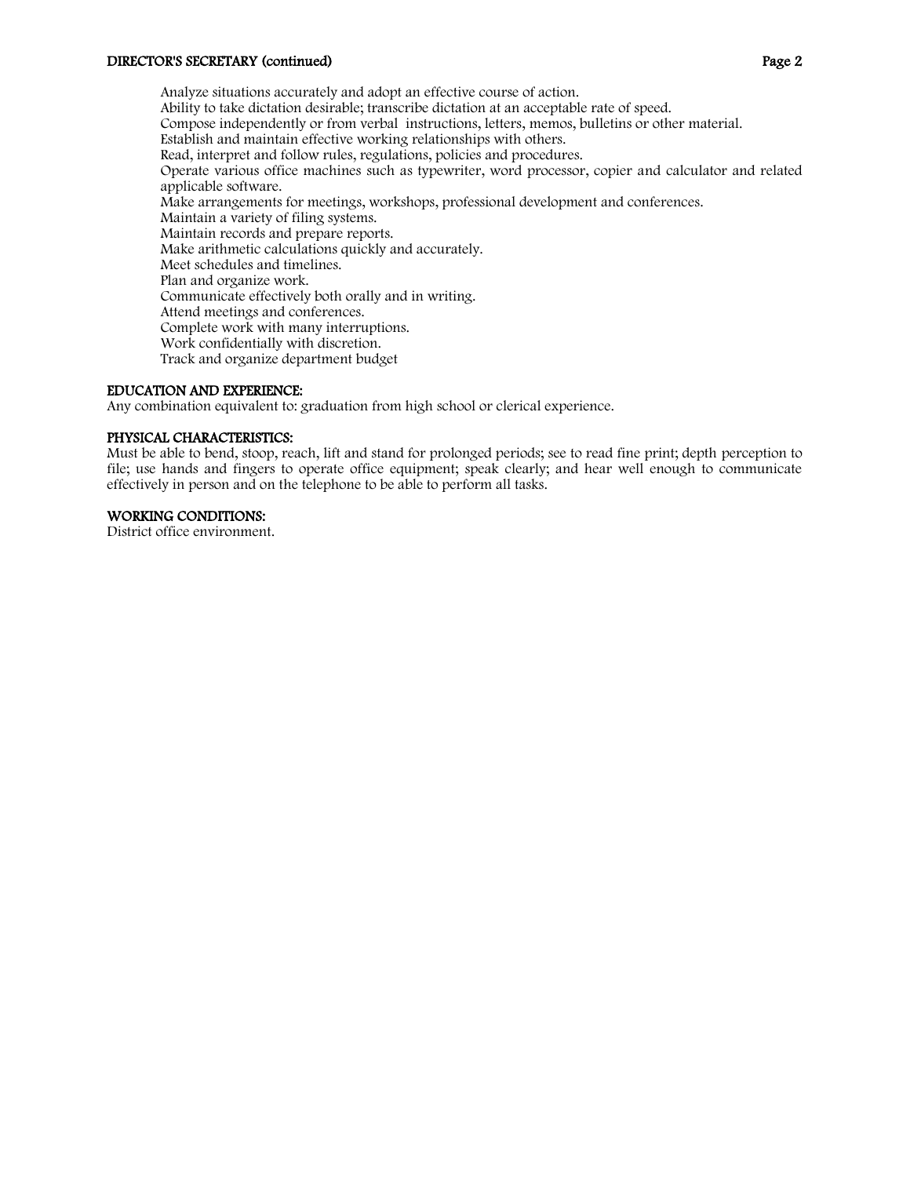Analyze situations accurately and adopt an effective course of action.
Ability to take dictation desirable; transcribe dictation at an acceptable rate of speed.
Compose independently or from verbal instructions, letters, memos, bulletins or other material.
Establish and maintain effective working relationships with others.
Read, interpret and follow rules, regulations, policies and procedures.
Operate various office machines such as typewriter, word processor, copier and calculator and related applicable software.
Make arrangements for meetings, workshops, professional development and conferences.
Maintain a variety of filing systems.
Maintain records and prepare reports.
Make arithmetic calculations quickly and accurately.
Meet schedules and timelines.
Plan and organize work.
Communicate effectively both orally and in writing.
Attend meetings and conferences.
Complete work with many interruptions.
Work confidentially with discretion.
Track and organize department budget

**EDUCATION AND EXPERIENCE:**
Any combination equivalent to: graduation from high school or clerical experience.

**PHYSICAL CHARACTERISTICS:**
Must be able to bend, stoop, reach, lift and stand for prolonged periods; see to read fine print; depth perception to file; use hands and fingers to operate office equipment; speak clearly; and hear well enough to communicate effectively in person and on the telephone to be able to perform all tasks.

**WORKING CONDITIONS:**
District office environment.